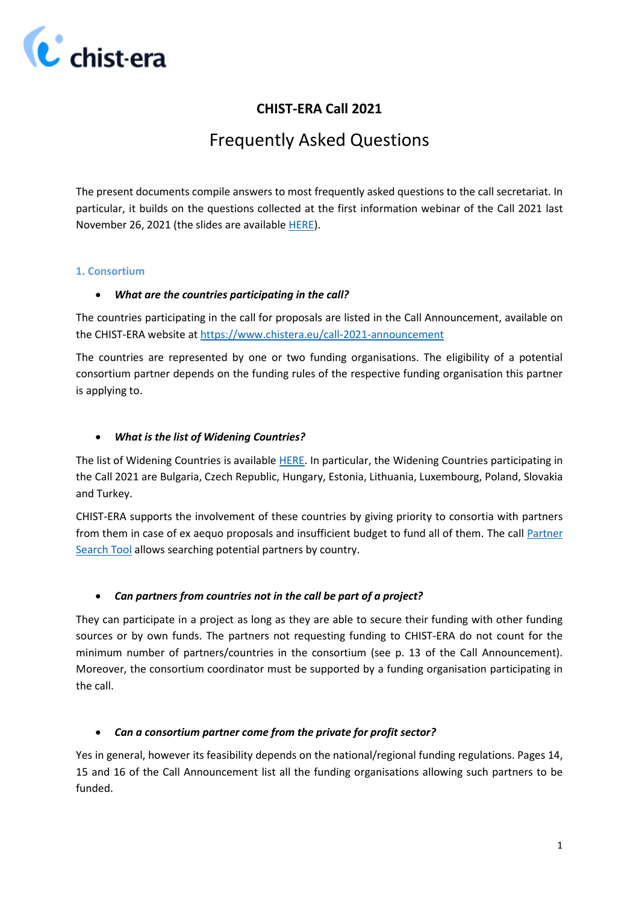# CHIST-ERA Call 2021

## Frequently Asked Questions

The present documents compile answers to most frequently asked questions to the call secretariat. In particular, it builds on the questions collected at the first information webinar of the Call 2021 last November 26, 2021 (the slides are available [HERE](#)).

### 1. Consortium

- ***What are the countries participating in the call?***

The countries participating in the call for proposals are listed in the Call Announcement, available on the CHIST-ERA website at [https://www.chistera.eu/call-2021-announcement](https://www.chistera.eu/call-2021-announcement)

The countries are represented by one or two funding organisations. The eligibility of a potential consortium partner depends on the funding rules of the respective funding organisation this partner is applying to.

- ***What is the list of Widening Countries?***

The list of Widening Countries is available [HERE](#). In particular, the Widening Countries participating in the Call 2021 are Bulgaria, Czech Republic, Hungary, Estonia, Lithuania, Luxembourg, Poland, Slovakia and Turkey.

CHIST-ERA supports the involvement of these countries by giving priority to consortia with partners from them in case of ex aequo proposals and insufficient budget to fund all of them. The call [Partner Search Tool](#) allows searching potential partners by country.

- ***Can partners from countries not in the call be part of a project?***

They can participate in a project as long as they are able to secure their funding with other funding sources or by own funds. The partners not requesting funding to CHIST-ERA do not count for the minimum number of partners/countries in the consortium (see p. 13 of the Call Announcement). Moreover, the consortium coordinator must be supported by a funding organisation participating in the call.

- ***Can a consortium partner come from the private for profit sector?***

Yes in general, however its feasibility depends on the national/regional funding regulations. Pages 14, 15 and 16 of the Call Announcement list all the funding organisations allowing such partners to be funded.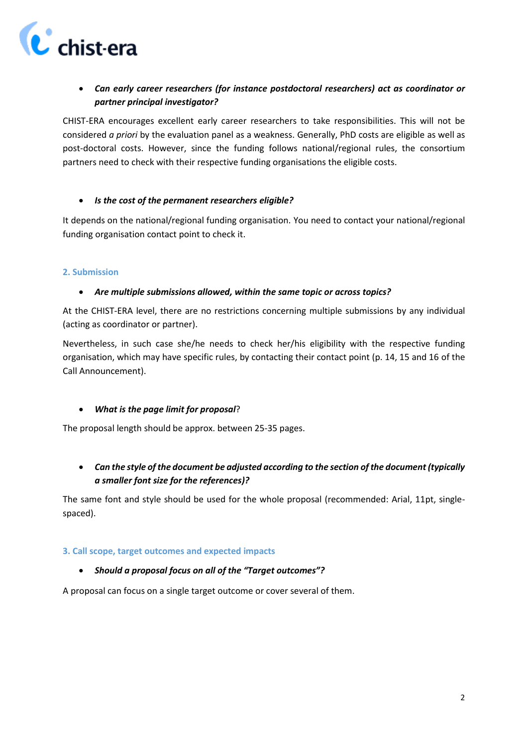- ***Can early career researchers (for instance postdoctoral researchers) act as coordinator or partner principal investigator?***

CHIST-ERA encourages excellent early career researchers to take responsibilities. This will not be considered *a priori* by the evaluation panel as a weakness. Generally, PhD costs are eligible as well as post-doctoral costs. However, since the funding follows national/regional rules, the consortium partners need to check with their respective funding organisations the eligible costs.

- ***Is the cost of the permanent researchers eligible?***

It depends on the national/regional funding organisation. You need to contact your national/regional funding organisation contact point to check it.

## 2. Submission

- ***Are multiple submissions allowed, within the same topic or across topics?***

At the CHIST-ERA level, there are no restrictions concerning multiple submissions by any individual (acting as coordinator or partner).

Nevertheless, in such case she/he needs to check her/his eligibility with the respective funding organisation, which may have specific rules, by contacting their contact point (p. 14, 15 and 16 of the Call Announcement).

- ***What is the page limit for proposal***?

The proposal length should be approx. between 25-35 pages.

- ***Can the style of the document be adjusted according to the section of the document (typically a smaller font size for the references)?***

The same font and style should be used for the whole proposal (recommended: Arial, 11pt, single-spaced).

## 3. Call scope, target outcomes and expected impacts

- ***Should a proposal focus on all of the "Target outcomes"?***

A proposal can focus on a single target outcome or cover several of them.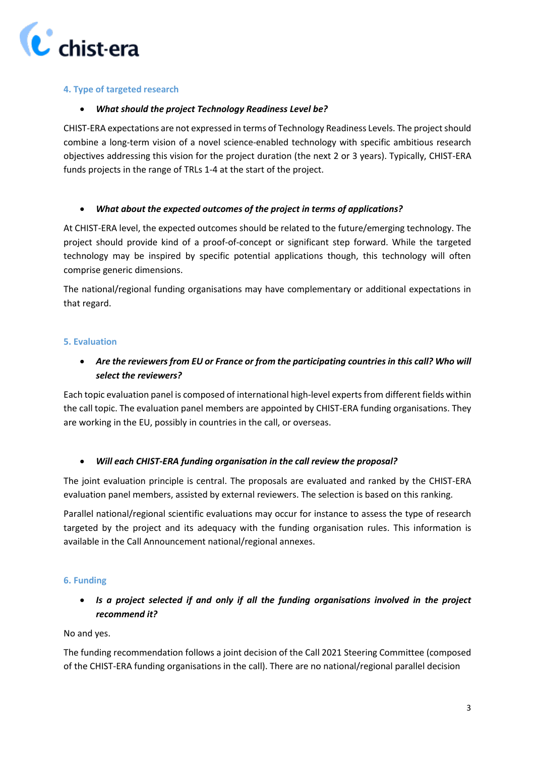### 4. Type of targeted research

- ***What should the project Technology Readiness Level be?***

CHIST-ERA expectations are not expressed in terms of Technology Readiness Levels. The project should combine a long-term vision of a novel science-enabled technology with specific ambitious research objectives addressing this vision for the project duration (the next 2 or 3 years). Typically, CHIST-ERA funds projects in the range of TRLs 1-4 at the start of the project.

- ***What about the expected outcomes of the project in terms of applications?***

At CHIST-ERA level, the expected outcomes should be related to the future/emerging technology. The project should provide kind of a proof-of-concept or significant step forward. While the targeted technology may be inspired by specific potential applications though, this technology will often comprise generic dimensions.

The national/regional funding organisations may have complementary or additional expectations in that regard.

### 5. Evaluation

- ***Are the reviewers from EU or France or from the participating countries in this call? Who will select the reviewers?***

Each topic evaluation panel is composed of international high-level experts from different fields within the call topic. The evaluation panel members are appointed by CHIST-ERA funding organisations. They are working in the EU, possibly in countries in the call, or overseas.

- ***Will each CHIST-ERA funding organisation in the call review the proposal?***

The joint evaluation principle is central. The proposals are evaluated and ranked by the CHIST-ERA evaluation panel members, assisted by external reviewers. The selection is based on this ranking.

Parallel national/regional scientific evaluations may occur for instance to assess the type of research targeted by the project and its adequacy with the funding organisation rules. This information is available in the Call Announcement national/regional annexes.

### 6. Funding

- ***Is a project selected if and only if all the funding organisations involved in the project recommend it?***

No and yes.

The funding recommendation follows a joint decision of the Call 2021 Steering Committee (composed of the CHIST-ERA funding organisations in the call). There are no national/regional parallel decision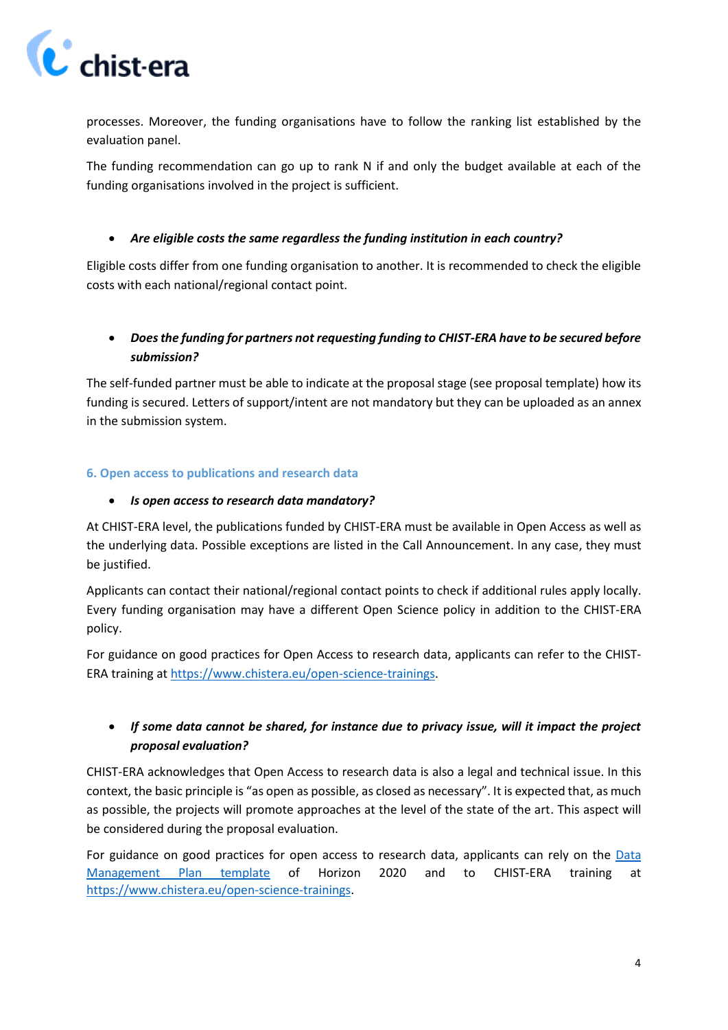processes. Moreover, the funding organisations have to follow the ranking list established by the evaluation panel.

The funding recommendation can go up to rank N if and only the budget available at each of the funding organisations involved in the project is sufficient.

- ***Are eligible costs the same regardless the funding institution in each country?***

Eligible costs differ from one funding organisation to another. It is recommended to check the eligible costs with each national/regional contact point.

- ***Does the funding for partners not requesting funding to CHIST-ERA have to be secured before submission?***

The self-funded partner must be able to indicate at the proposal stage (see proposal template) how its funding is secured. Letters of support/intent are not mandatory but they can be uploaded as an annex in the submission system.

## 6. Open access to publications and research data

- ***Is open access to research data mandatory?***

At CHIST-ERA level, the publications funded by CHIST-ERA must be available in Open Access as well as the underlying data. Possible exceptions are listed in the Call Announcement. In any case, they must be justified.

Applicants can contact their national/regional contact points to check if additional rules apply locally. Every funding organisation may have a different Open Science policy in addition to the CHIST-ERA policy.

For guidance on good practices for Open Access to research data, applicants can refer to the CHIST-ERA training at [https://www.chistera.eu/open-science-trainings](https://www.chistera.eu/open-science-trainings).

- ***If some data cannot be shared, for instance due to privacy issue, will it impact the project proposal evaluation?***

CHIST-ERA acknowledges that Open Access to research data is also a legal and technical issue. In this context, the basic principle is "as open as possible, as closed as necessary". It is expected that, as much as possible, the projects will promote approaches at the level of the state of the art. This aspect will be considered during the proposal evaluation.

For guidance on good practices for open access to research data, applicants can rely on the Data Management Plan template of Horizon 2020 and to CHIST-ERA training at [https://www.chistera.eu/open-science-trainings](https://www.chistera.eu/open-science-trainings).